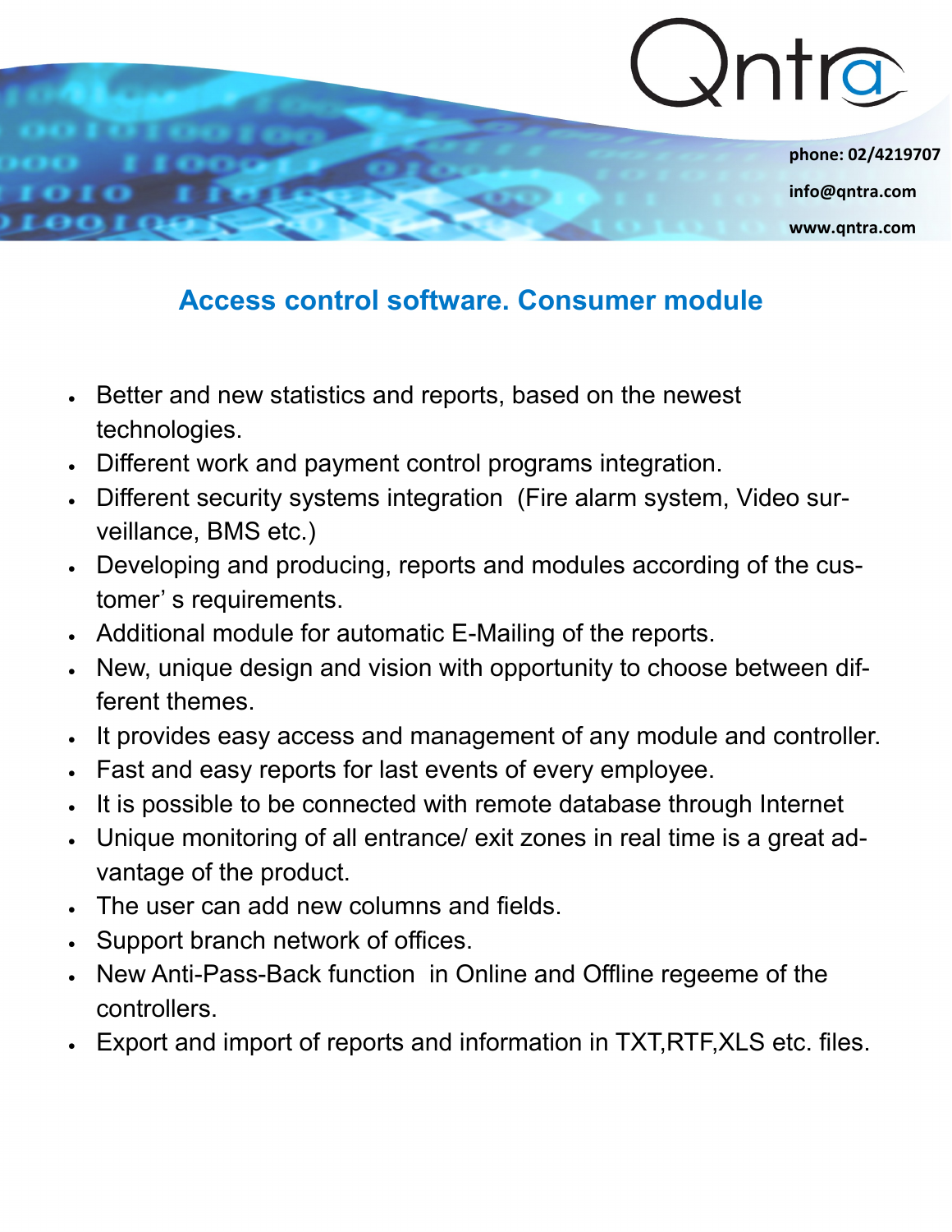Qntra

phone: 02/4219707

info@qntra.com

www.qntra.com

## Access control software. Consumer module

- Better and new statistics and reports, based on the newest technologies.
- Different work and payment control programs integration.
- Different security systems integration (Fire alarm system, Video surveillance, BMS etc.)
- Developing and producing, reports and modules according of the customer' s requirements.
- Additional module for automatic E-Mailing of the reports.
- New, unique design and vision with opportunity to choose between different themes.
- It provides easy access and management of any module and controller.
- Fast and easy reports for last events of every employee.
- It is possible to be connected with remote database through Internet
- Unique monitoring of all entrance/ exit zones in real time is a great advantage of the product.
- The user can add new columns and fields.
- Support branch network of offices.
- New Anti-Pass-Back function in Online and Offline regeeme of the controllers.
- Export and import of reports and information in TXT,RTF,XLS etc. files.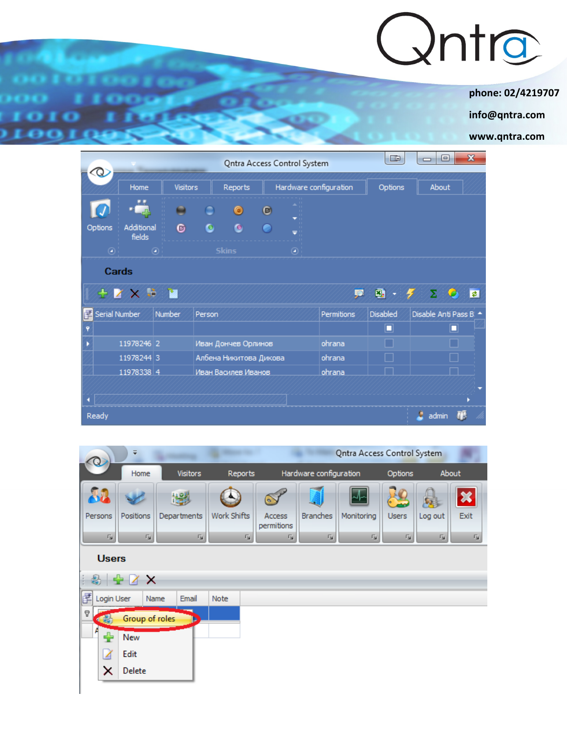Qntra Access Control System

Home | Visitors | Reports | Hardware configuration | Options | About

Options | Additional fields | Skins

## Cards

| Serial Number | Number | Person | Permitions | Disabled | Disable Anti Pass B |
|---|---|---|---|---|---|
| 11978246 | 2 | Иван Дончев Орлинов | ohrana | ☐ | ☐ |
| 11978244 | 3 | Албена Никитова Дикова | ohrana | ☐ | ☐ |
| 11978338 | 4 | Иван Василев Иванов | ohrana | ☐ | ☐ |

Ready — admin

Qntra Access Control System

Home | Visitors | Reports | Hardware configuration | Options | About

Persons | Positions | Departments | Work Shifts | Access permitions | Branches | Monitoring | Users | Log out | Exit

## Users

| Login User | Name | Email | Note |
|---|---|---|---|

- Group of roles
- New
- Edit
- Delete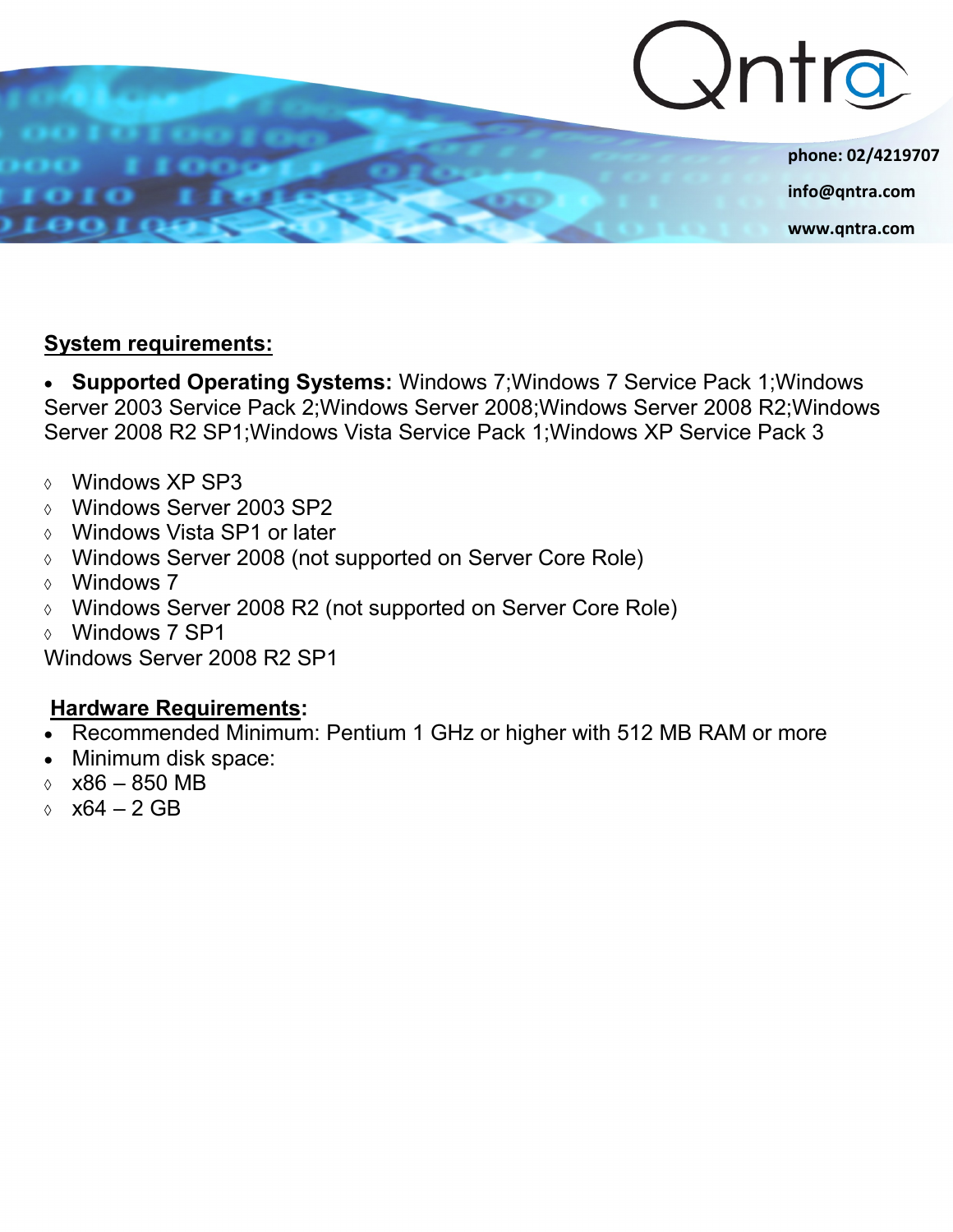**System requirements:**

- **Supported Operating Systems:** Windows 7;Windows 7 Service Pack 1;Windows Server 2003 Service Pack 2;Windows Server 2008;Windows Server 2008 R2;Windows Server 2008 R2 SP1;Windows Vista Service Pack 1;Windows XP Service Pack 3

- ◊ Windows XP SP3
- ◊ Windows Server 2003 SP2
- ◊ Windows Vista SP1 or later
- ◊ Windows Server 2008 (not supported on Server Core Role)
- ◊ Windows 7
- ◊ Windows Server 2008 R2 (not supported on Server Core Role)
- ◊ Windows 7 SP1

Windows Server 2008 R2 SP1

**Hardware Requirements:**

- Recommended Minimum: Pentium 1 GHz or higher with 512 MB RAM or more
- Minimum disk space:
- ◊ x86 – 850 MB
- ◊ x64 – 2 GB